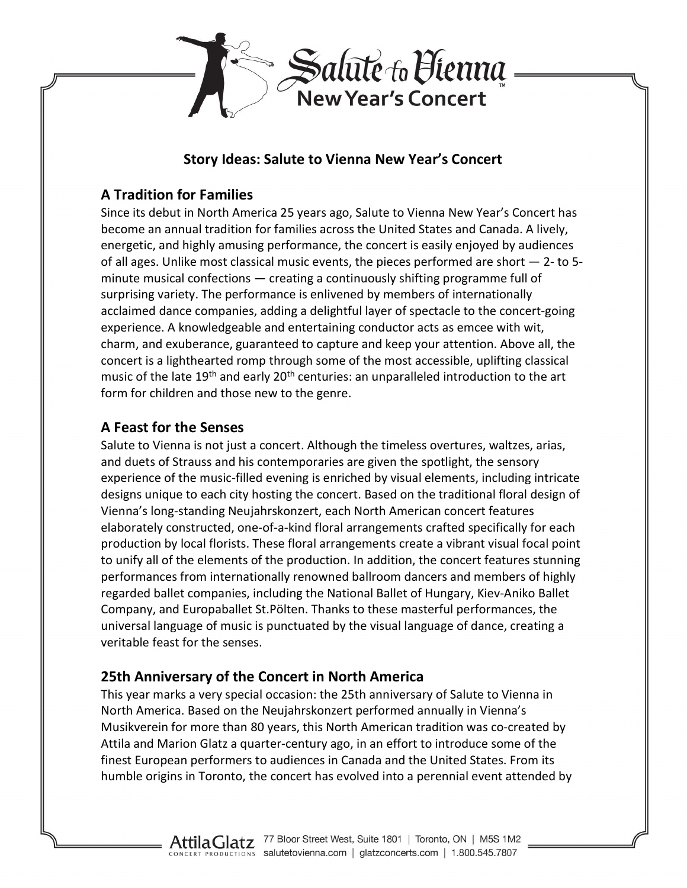# Salute to Vienna New Year's Concert

## Story Ideas: Salute to Vienna New Year's Concert

### A Tradition for Families

Since its debut in North America 25 years ago, Salute to Vienna New Year's Concert has become an annual tradition for families across the United States and Canada. A lively, energetic, and highly amusing performance, the concert is easily enjoyed by audiences of all ages. Unlike most classical music events, the pieces performed are short — 2- to 5-minute musical confections — creating a continuously shifting programme full of surprising variety. The performance is enlivened by members of internationally acclaimed dance companies, adding a delightful layer of spectacle to the concert-going experience. A knowledgeable and entertaining conductor acts as emcee with wit, charm, and exuberance, guaranteed to capture and keep your attention. Above all, the concert is a lighthearted romp through some of the most accessible, uplifting classical music of the late 19th and early 20th centuries: an unparalleled introduction to the art form for children and those new to the genre.

### A Feast for the Senses

Salute to Vienna is not just a concert. Although the timeless overtures, waltzes, arias, and duets of Strauss and his contemporaries are given the spotlight, the sensory experience of the music-filled evening is enriched by visual elements, including intricate designs unique to each city hosting the concert. Based on the traditional floral design of Vienna's long-standing Neujahrskonzert, each North American concert features elaborately constructed, one-of-a-kind floral arrangements crafted specifically for each production by local florists. These floral arrangements create a vibrant visual focal point to unify all of the elements of the production. In addition, the concert features stunning performances from internationally renowned ballroom dancers and members of highly regarded ballet companies, including the National Ballet of Hungary, Kiev-Aniko Ballet Company, and Europaballet St.Pölten. Thanks to these masterful performances, the universal language of music is punctuated by the visual language of dance, creating a veritable feast for the senses.

### 25th Anniversary of the Concert in North America

This year marks a very special occasion: the 25th anniversary of Salute to Vienna in North America. Based on the Neujahrskonzert performed annually in Vienna's Musikverein for more than 80 years, this North American tradition was co-created by Attila and Marion Glatz a quarter-century ago, in an effort to introduce some of the finest European performers to audiences in Canada and the United States. From its humble origins in Toronto, the concert has evolved into a perennial event attended by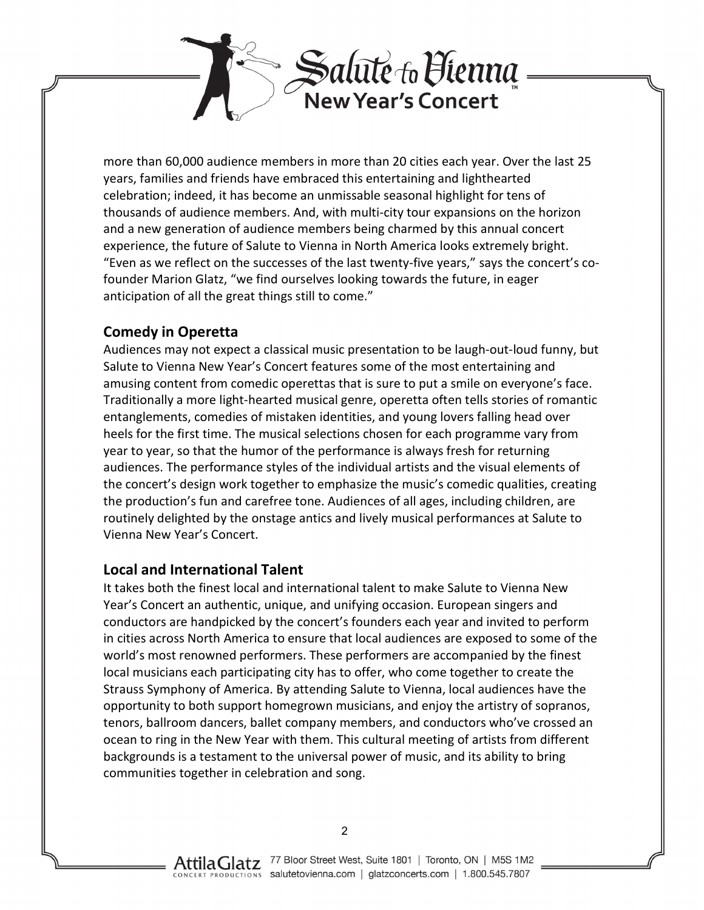more than 60,000 audience members in more than 20 cities each year. Over the last 25 years, families and friends have embraced this entertaining and lighthearted celebration; indeed, it has become an unmissable seasonal highlight for tens of thousands of audience members. And, with multi-city tour expansions on the horizon and a new generation of audience members being charmed by this annual concert experience, the future of Salute to Vienna in North America looks extremely bright. "Even as we reflect on the successes of the last twenty-five years," says the concert's co-founder Marion Glatz, "we find ourselves looking towards the future, in eager anticipation of all the great things still to come."

## Comedy in Operetta

Audiences may not expect a classical music presentation to be laugh-out-loud funny, but Salute to Vienna New Year's Concert features some of the most entertaining and amusing content from comedic operettas that is sure to put a smile on everyone's face. Traditionally a more light-hearted musical genre, operetta often tells stories of romantic entanglements, comedies of mistaken identities, and young lovers falling head over heels for the first time. The musical selections chosen for each programme vary from year to year, so that the humor of the performance is always fresh for returning audiences. The performance styles of the individual artists and the visual elements of the concert's design work together to emphasize the music's comedic qualities, creating the production's fun and carefree tone. Audiences of all ages, including children, are routinely delighted by the onstage antics and lively musical performances at Salute to Vienna New Year's Concert.

## Local and International Talent

It takes both the finest local and international talent to make Salute to Vienna New Year's Concert an authentic, unique, and unifying occasion. European singers and conductors are handpicked by the concert's founders each year and invited to perform in cities across North America to ensure that local audiences are exposed to some of the world's most renowned performers. These performers are accompanied by the finest local musicians each participating city has to offer, who come together to create the Strauss Symphony of America. By attending Salute to Vienna, local audiences have the opportunity to both support homegrown musicians, and enjoy the artistry of sopranos, tenors, ballroom dancers, ballet company members, and conductors who've crossed an ocean to ring in the New Year with them. This cultural meeting of artists from different backgrounds is a testament to the universal power of music, and its ability to bring communities together in celebration and song.